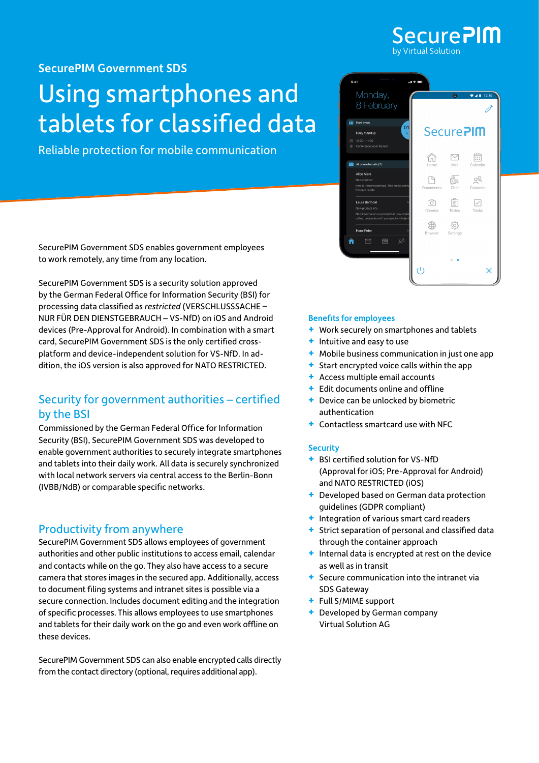SecurePIM by Virtual Solution

## SecurePIM Government SDS

# Using smartphones and tablets for classified data

Reliable protection for mobile communication

SecurePIM Government SDS enables government employees to work remotely, any time from any location.

SecurePIM Government SDS is a security solution approved by the German Federal Office for Information Security (BSI) for processing data classified as *restricted* (VERSCHLUSSSACHE – NUR FÜR DEN DIENSTGEBRAUCH – VS-NfD) on iOS and Android devices (Pre-Approval for Android). In combination with a smart card, SecurePIM Government SDS is the only certified cross-platform and device-independent solution for VS-NfD. In addition, the iOS version is also approved for NATO RESTRICTED.

## Security for government authorities – certified by the BSI

Commissioned by the German Federal Office for Information Security (BSI), SecurePIM Government SDS was developed to enable government authorities to securely integrate smartphones and tablets into their daily work. All data is securely synchronized with local network servers via central access to the Berlin-Bonn (IVBB/NdB) or comparable specific networks.

## Productivity from anywhere

SecurePIM Government SDS allows employees of government authorities and other public institutions to access email, calendar and contacts while on the go. They also have access to a secure camera that stores images in the secured app. Additionally, access to document filing systems and intranet sites is possible via a secure connection. Includes document editing and the integration of specific processes. This allows employees to use smartphones and tablets for their daily work on the go and even work offline on these devices.

SecurePIM Government SDS can also enable encrypted calls directly from the contact directory (optional, requires additional app).

### Benefits for employees

- Work securely on smartphones and tablets
- Intuitive and easy to use
- Mobile business communication in just one app
- Start encrypted voice calls within the app
- Access multiple email accounts
- Edit documents online and offline
- Device can be unlocked by biometric authentication
- Contactless smartcard use with NFC

### Security

- BSI certified solution for VS-NfD (Approval for iOS; Pre-Approval for Android) and NATO RESTRICTED (iOS)
- Developed based on German data protection guidelines (GDPR compliant)
- Integration of various smart card readers
- Strict separation of personal and classified data through the container approach
- Internal data is encrypted at rest on the device as well as in transit
- Secure communication into the intranet via SDS Gateway
- Full S/MIME support
- Developed by German company Virtual Solution AG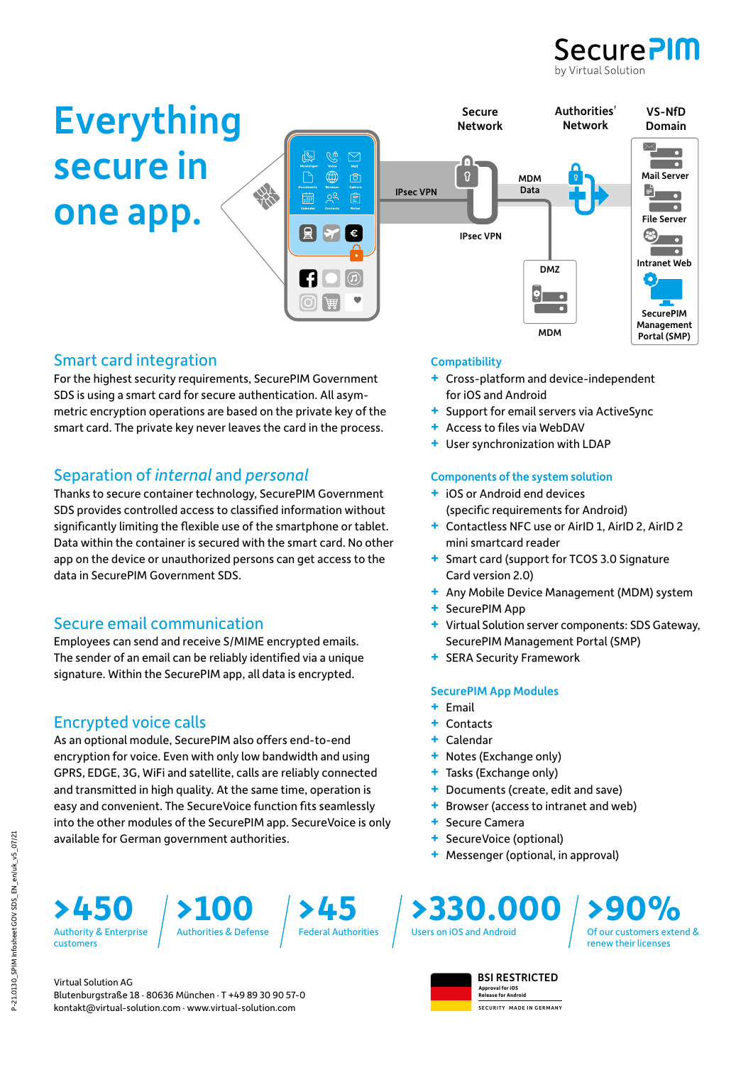SecurePIM
by Virtual Solution

# Everything secure in one app.

Secure Network
Authorities' Network
VS-NfD Domain
IPsec VPN
MDM Data
IPsec VPN
DMZ
MDM
Mail Server
File Server
Intranet Web
SecurePIM Management Portal (SMP)

## Smart card integration

For the highest security requirements, SecurePIM Government SDS is using a smart card for secure authentication. All asymmetric encryption operations are based on the private key of the smart card. The private key never leaves the card in the process.

## Separation of *internal* and *personal*

Thanks to secure container technology, SecurePIM Government SDS provides controlled access to classified information without significantly limiting the flexible use of the smartphone or tablet. Data within the container is secured with the smart card. No other app on the device or unauthorized persons can get access to the data in SecurePIM Government SDS.

## Secure email communication

Employees can send and receive S/MIME encrypted emails. The sender of an email can be reliably identified via a unique signature. Within the SecurePIM app, all data is encrypted.

## Encrypted voice calls

As an optional module, SecurePIM also offers end-to-end encryption for voice. Even with only low bandwidth and using GPRS, EDGE, 3G, WiFi and satellite, calls are reliably connected and transmitted in high quality. At the same time, operation is easy and convenient. The SecureVoice function fits seamlessly into the other modules of the SecurePIM app. SecureVoice is only available for German government authorities.

### Compatibility

- Cross-platform and device-independent for iOS and Android
- Support for email servers via ActiveSync
- Access to files via WebDAV
- User synchronization with LDAP

### Components of the system solution

- iOS or Android end devices (specific requirements for Android)
- Contactless NFC use or AirID 1, AirID 2, AirID 2 mini smartcard reader
- Smart card (support for TCOS 3.0 Signature Card version 2.0)
- Any Mobile Device Management (MDM) system
- SecurePIM App
- Virtual Solution server components: SDS Gateway, SecurePIM Management Portal (SMP)
- SERA Security Framework

### SecurePIM App Modules

- Email
- Contacts
- Calendar
- Notes (Exchange only)
- Tasks (Exchange only)
- Documents (create, edit and save)
- Browser (access to intranet and web)
- Secure Camera
- SecureVoice (optional)
- Messenger (optional, in approval)

**>450** Authority & Enterprise customers

**>100** Authorities & Defense

**>45** Federal Authorities

**>330.000** Users on iOS and Android

**>90%** Of our customers extend & renew their licenses

Virtual Solution AG
Blutenburgstraße 18 · 80636 München · T +49 89 30 90 57-0
kontakt@virtual-solution.com · www.virtual-solution.com

BSI RESTRICTED
Approval for iOS
Release for Android
SECURITY MADE IN GERMANY

P-21.0130_SPIM Infosheet GOV SDS_EN_en/uk_v5_07/21